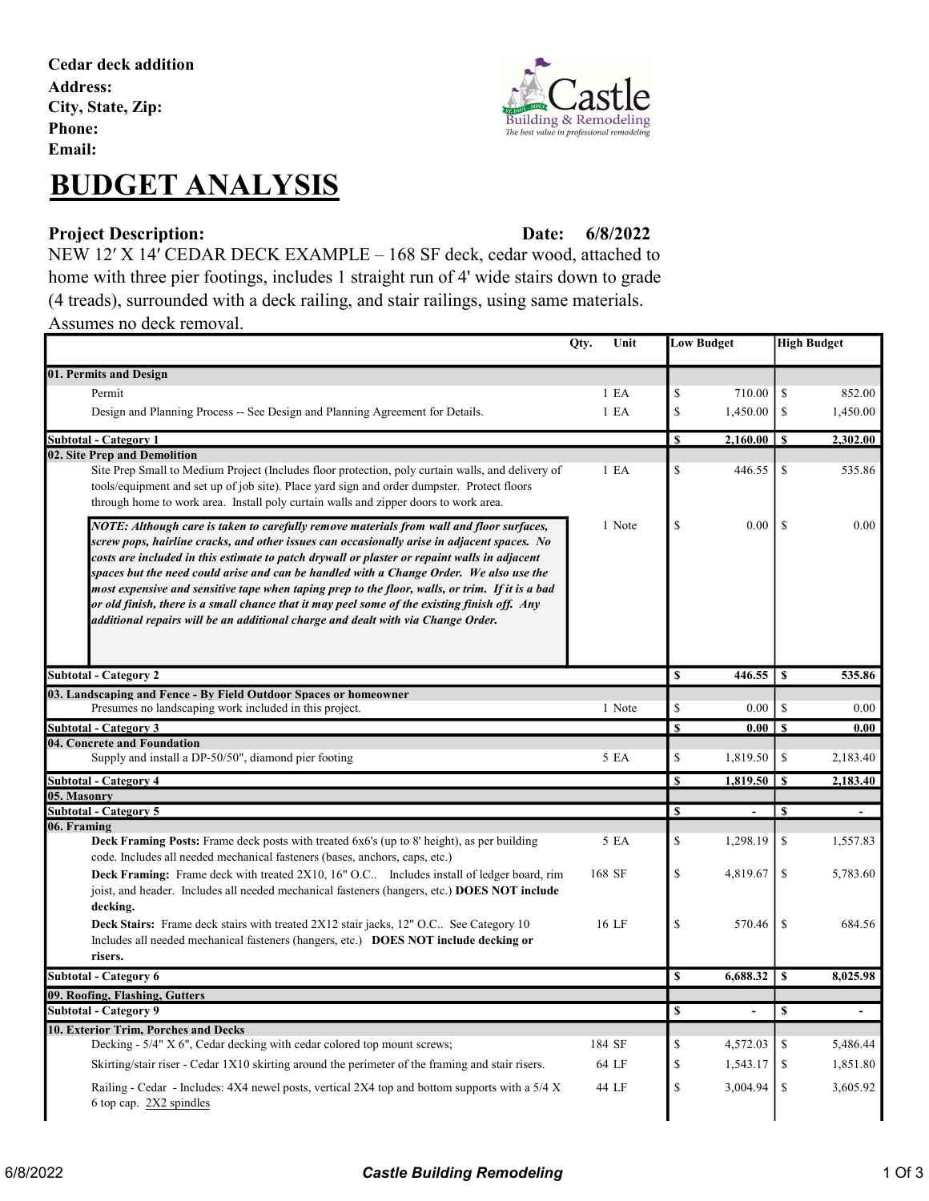**Cedar deck addition**
**Address:**
**City, State, Zip:**
**Phone:**
**Email:**

# BUDGET ANALYSIS

**Project Description:** **Date: 6/8/2022**

NEW 12′ X 14′ CEDAR DECK EXAMPLE – 168 SF deck, cedar wood, attached to home with three pier footings, includes 1 straight run of 4' wide stairs down to grade (4 treads), surrounded with a deck railing, and stair railings, using same materials. Assumes no deck removal.

| | Qty. | Unit | Low Budget | High Budget |
|---|---|---|---|---|
| **01. Permits and Design** | | | | |
| Permit | 1 | EA | $ 710.00 | $ 852.00 |
| Design and Planning Process -- See Design and Planning Agreement for Details. | 1 | EA | $ 1,450.00 | $ 1,450.00 |
| **Subtotal - Category 1** | | | **$ 2,160.00** | **$ 2,302.00** |
| **02. Site Prep and Demolition** | | | | |
| Site Prep Small to Medium Project (Includes floor protection, poly curtain walls, and delivery of tools/equipment and set up of job site). Place yard sign and order dumpster. Protect floors through home to work area. Install poly curtain walls and zipper doors to work area. | 1 | EA | $ 446.55 | $ 535.86 |
| ***NOTE: Although care is taken to carefully remove materials from wall and floor surfaces, screw pops, hairline cracks, and other issues can occasionally arise in adjacent spaces. No costs are included in this estimate to patch drywall or plaster or repaint walls in adjacent spaces but the need could arise and can be handled with a Change Order. We also use the most expensive and sensitive tape when taping prep to the floor, walls, or trim. If it is a bad or old finish, there is a small chance that it may peel some of the existing finish off. Any additional repairs will be an additional charge and dealt with via Change Order.*** | 1 | Note | $ 0.00 | $ 0.00 |
| **Subtotal - Category 2** | | | **$ 446.55** | **$ 535.86** |
| **03. Landscaping and Fence - By Field Outdoor Spaces or homeowner** | | | | |
| Presumes no landscaping work included in this project. | 1 | Note | $ 0.00 | $ 0.00 |
| **Subtotal - Category 3** | | | **$ 0.00** | **$ 0.00** |
| **04. Concrete and Foundation** | | | | |
| Supply and install a DP-50/50", diamond pier footing | 5 | EA | $ 1,819.50 | $ 2,183.40 |
| **Subtotal - Category 4** | | | **$ 1,819.50** | **$ 2,183.40** |
| **05. Masonry** | | | | |
| **Subtotal - Category 5** | | | **$ -** | **$ -** |
| **06. Framing** | | | | |
| **Deck Framing Posts:** Frame deck posts with treated 6x6's (up to 8' height), as per building code. Includes all needed mechanical fasteners (bases, anchors, caps, etc.) | 5 | EA | $ 1,298.19 | $ 1,557.83 |
| **Deck Framing:** Frame deck with treated 2X10, 16" O.C.. Includes install of ledger board, rim joist, and header. Includes all needed mechanical fasteners (hangers, etc.) **DOES NOT include decking.** | 168 | SF | $ 4,819.67 | $ 5,783.60 |
| **Deck Stairs:** Frame deck stairs with treated 2X12 stair jacks, 12" O.C.. See Category 10 Includes all needed mechanical fasteners (hangers, etc.) **DOES NOT include decking or risers.** | 16 | LF | $ 570.46 | $ 684.56 |
| **Subtotal - Category 6** | | | **$ 6,688.32** | **$ 8,025.98** |
| **09. Roofing, Flashing, Gutters** | | | | |
| **Subtotal - Category 9** | | | **$ -** | **$ -** |
| **10. Exterior Trim, Porches and Decks** | | | | |
| Decking - 5/4" X 6", Cedar decking with cedar colored top mount screws; | 184 | SF | $ 4,572.03 | $ 5,486.44 |
| Skirting/stair riser - Cedar 1X10 skirting around the perimeter of the framing and stair risers. | 64 | LF | $ 1,543.17 | $ 1,851.80 |
| Railing - Cedar - Includes: 4X4 newel posts, vertical 2X4 top and bottom supports with a 5/4 X 6 top cap. 2X2 spindles | 44 | LF | $ 3,004.94 | $ 3,605.92 |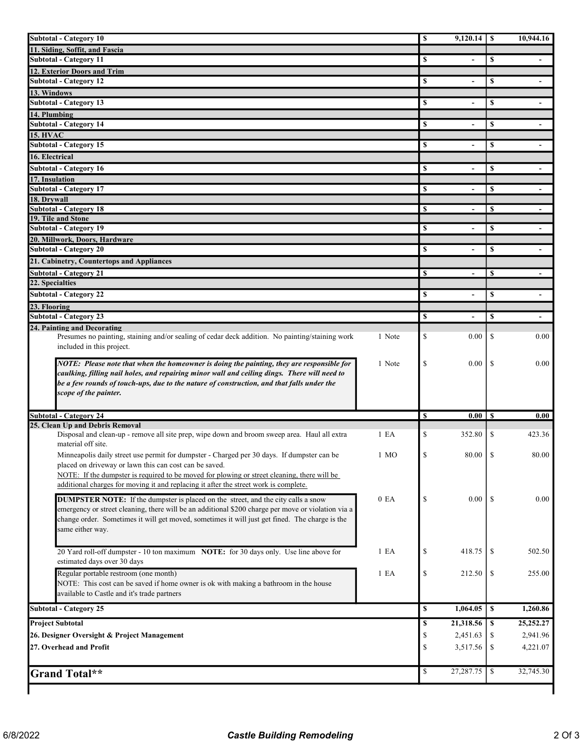| Description | Qty | Low | High |
|---|---|---|---|
| **Subtotal - Category 10** | | **$ 9,120.14** | **$ 10,944.16** |
| **11. Siding, Soffit, and Fascia** | | | |
| **Subtotal - Category 11** | | **$ -** | **$ -** |
| **12. Exterior Doors and Trim** | | | |
| **Subtotal - Category 12** | | **$ -** | **$ -** |
| **13. Windows** | | | |
| **Subtotal - Category 13** | | **$ -** | **$ -** |
| **14. Plumbing** | | | |
| **Subtotal - Category 14** | | **$ -** | **$ -** |
| **15. HVAC** | | | |
| **Subtotal - Category 15** | | **$ -** | **$ -** |
| **16. Electrical** | | | |
| **Subtotal - Category 16** | | **$ -** | **$ -** |
| **17. Insulation** | | | |
| **Subtotal - Category 17** | | **$ -** | **$ -** |
| **18. Drywall** | | | |
| **Subtotal - Category 18** | | **$ -** | **$ -** |
| **19. Tile and Stone** | | | |
| **Subtotal - Category 19** | | **$ -** | **$ -** |
| **20. Millwork, Doors, Hardware** | | | |
| **Subtotal - Category 20** | | **$ -** | **$ -** |
| **21. Cabinetry, Countertops and Appliances** | | | |
| **Subtotal - Category 21** | | **$ -** | **$ -** |
| **22. Specialties** | | | |
| **Subtotal - Category 22** | | **$ -** | **$ -** |
| **23. Flooring** | | | |
| **Subtotal - Category 23** | | **$ -** | **$ -** |
| **24. Painting and Decorating** | | | |
| Presumes no painting, staining and/or sealing of cedar deck addition. No painting/staining work included in this project. | 1 Note | $ 0.00 | $ 0.00 |
| ***NOTE: Please note that when the homeowner is doing the painting, they are responsible for caulking, filling nail holes, and repairing minor wall and ceiling dings. There will need to be a few rounds of touch-ups, due to the nature of construction, and that falls under the scope of the painter.*** | 1 Note | $ 0.00 | $ 0.00 |
| **Subtotal - Category 24** | | **$ 0.00** | **$ 0.00** |
| **25. Clean Up and Debris Removal** | | | |
| Disposal and clean-up - remove all site prep, wipe down and broom sweep area. Haul all extra material off site. | 1 EA | $ 352.80 | $ 423.36 |
| Minneapolis daily street use permit for dumpster - Charged per 30 days. If dumpster can be placed on driveway or lawn this can cost can be saved. NOTE: If the dumpster is required to be moved for plowing or street cleaning, there will be additional charges for moving it and replacing it after the street work is complete. | 1 MO | $ 80.00 | $ 80.00 |
| **DUMPSTER NOTE:** If the dumpster is placed on the street, and the city calls a snow emergency or street cleaning, there will be an additional $200 charge per move or violation via a change order. Sometimes it will get moved, sometimes it will just get fined. The charge is the same either way. | 0 EA | $ 0.00 | $ 0.00 |
| 20 Yard roll-off dumpster - 10 ton maximum **NOTE:** for 30 days only. Use line above for estimated days over 30 days | 1 EA | $ 418.75 | $ 502.50 |
| Regular portable restroom (one month) NOTE: This cost can be saved if home owner is ok with making a bathroom in the house available to Castle and it's trade partners | 1 EA | $ 212.50 | $ 255.00 |
| **Subtotal - Category 25** | | **$ 1,064.05** | **$ 1,260.86** |
| **Project Subtotal** | | **$ 21,318.56** | **$ 25,252.27** |
| **26. Designer Oversight & Project Management** | | $ 2,451.63 | $ 2,941.96 |
| **27. Overhead and Profit** | | $ 3,517.56 | $ 4,221.07 |
| **Grand Total**\*\* | | $ 27,287.75 | $ 32,745.30 |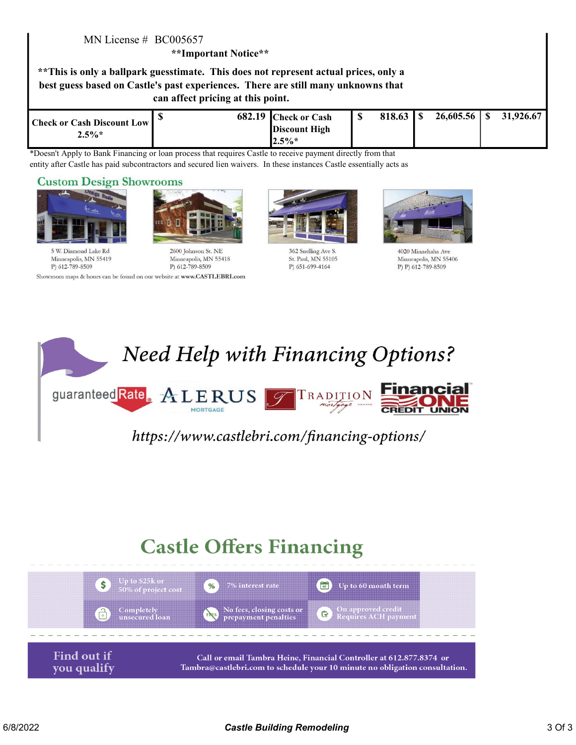MN License # BC005657

**Important Notice**

**This is only a ballpark guesstimate. This does not represent actual prices, only a best guess based on Castle's past experiences. There are still many unknowns that can affect pricing at this point.**

| | | | | | |
|---|---|---|---|---|---|
| **Check or Cash Discount Low 2.5%*** | **$ 682.19** | **Check or Cash Discount High 2.5%*** | **$ 818.63** | **$ 26,605.56** | **$ 31,926.67** |

*Doesn't Apply to Bank Financing or loan process that requires Castle to receive payment directly from that entity after Castle has paid subcontractors and secured lien waivers. In these instances Castle essentially acts as

## Custom Design Showrooms

5 W. Diamond Lake Rd
Minneapolis, MN 55419
P) 612-789-8509

2600 Johnson St. NE
Minneapolis, MN 55418
P) 612-789-8509

362 Snelling Ave S.
St. Paul, MN 55105
P) 651-699-4164

4020 Minnehaha Ave
Minneapolis, MN 55406
P) P) 612-789-8509

Showroom maps & hours can be found on our website at **www.CASTLEBRI.com**

## *Need Help with Financing Options?*

guaranteedRate ALERUS MORTGAGE TRADITION mortgage Financial ONE CREDIT UNION

*https://www.castlebri.com/financing-options/*

## Castle Offers Financing

- Up to $25k or 50% of project cost
- 7% interest rate
- Up to 60 month term
- Completely unsecured loan
- No fees, closing costs or prepayment penalties
- On approved credit Requires ACH payment

**Find out if you qualify**

Call or email Tambra Heine, Financial Controller at 612.877.8374 or Tambra@castlebri.com to schedule your 10 minute no obligation consultation.

6/8/2022 **Castle Building Remodeling**